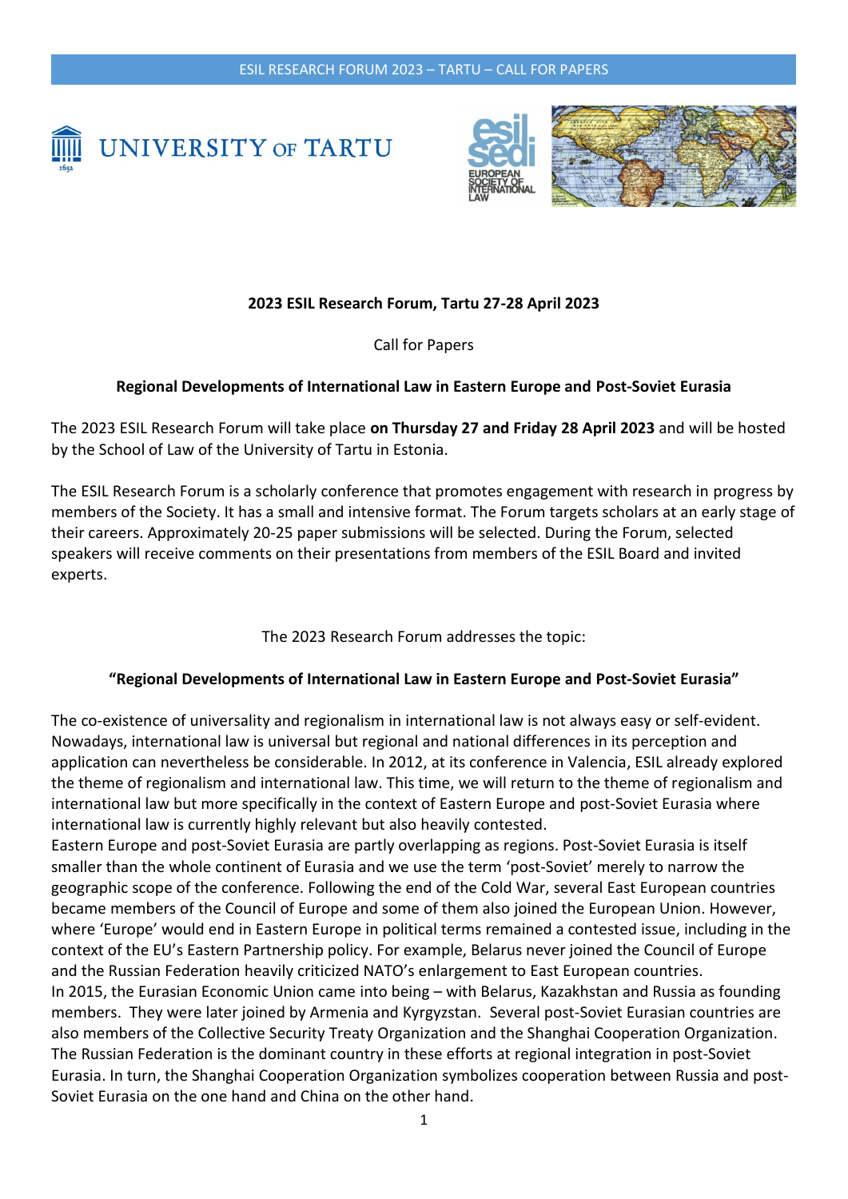ESIL RESEARCH FORUM 2023 – TARTU – CALL FOR PAPERS

UNIVERSITY OF TARTU

EUROPEAN SOCIETY OF INTERNATIONAL LAW

**2023 ESIL Research Forum, Tartu 27-28 April 2023**

Call for Papers

**Regional Developments of International Law in Eastern Europe and Post-Soviet Eurasia**

The 2023 ESIL Research Forum will take place **on Thursday 27 and Friday 28 April 2023** and will be hosted by the School of Law of the University of Tartu in Estonia.

The ESIL Research Forum is a scholarly conference that promotes engagement with research in progress by members of the Society. It has a small and intensive format. The Forum targets scholars at an early stage of their careers. Approximately 20-25 paper submissions will be selected. During the Forum, selected speakers will receive comments on their presentations from members of the ESIL Board and invited experts.

The 2023 Research Forum addresses the topic:

**"Regional Developments of International Law in Eastern Europe and Post-Soviet Eurasia"**

The co-existence of universality and regionalism in international law is not always easy or self-evident. Nowadays, international law is universal but regional and national differences in its perception and application can nevertheless be considerable. In 2012, at its conference in Valencia, ESIL already explored the theme of regionalism and international law. This time, we will return to the theme of regionalism and international law but more specifically in the context of Eastern Europe and post-Soviet Eurasia where international law is currently highly relevant but also heavily contested.

Eastern Europe and post-Soviet Eurasia are partly overlapping as regions. Post-Soviet Eurasia is itself smaller than the whole continent of Eurasia and we use the term 'post-Soviet' merely to narrow the geographic scope of the conference. Following the end of the Cold War, several East European countries became members of the Council of Europe and some of them also joined the European Union. However, where 'Europe' would end in Eastern Europe in political terms remained a contested issue, including in the context of the EU's Eastern Partnership policy. For example, Belarus never joined the Council of Europe and the Russian Federation heavily criticized NATO's enlargement to East European countries.

In 2015, the Eurasian Economic Union came into being – with Belarus, Kazakhstan and Russia as founding members. They were later joined by Armenia and Kyrgyzstan. Several post-Soviet Eurasian countries are also members of the Collective Security Treaty Organization and the Shanghai Cooperation Organization. The Russian Federation is the dominant country in these efforts at regional integration in post-Soviet Eurasia. In turn, the Shanghai Cooperation Organization symbolizes cooperation between Russia and post-Soviet Eurasia on the one hand and China on the other hand.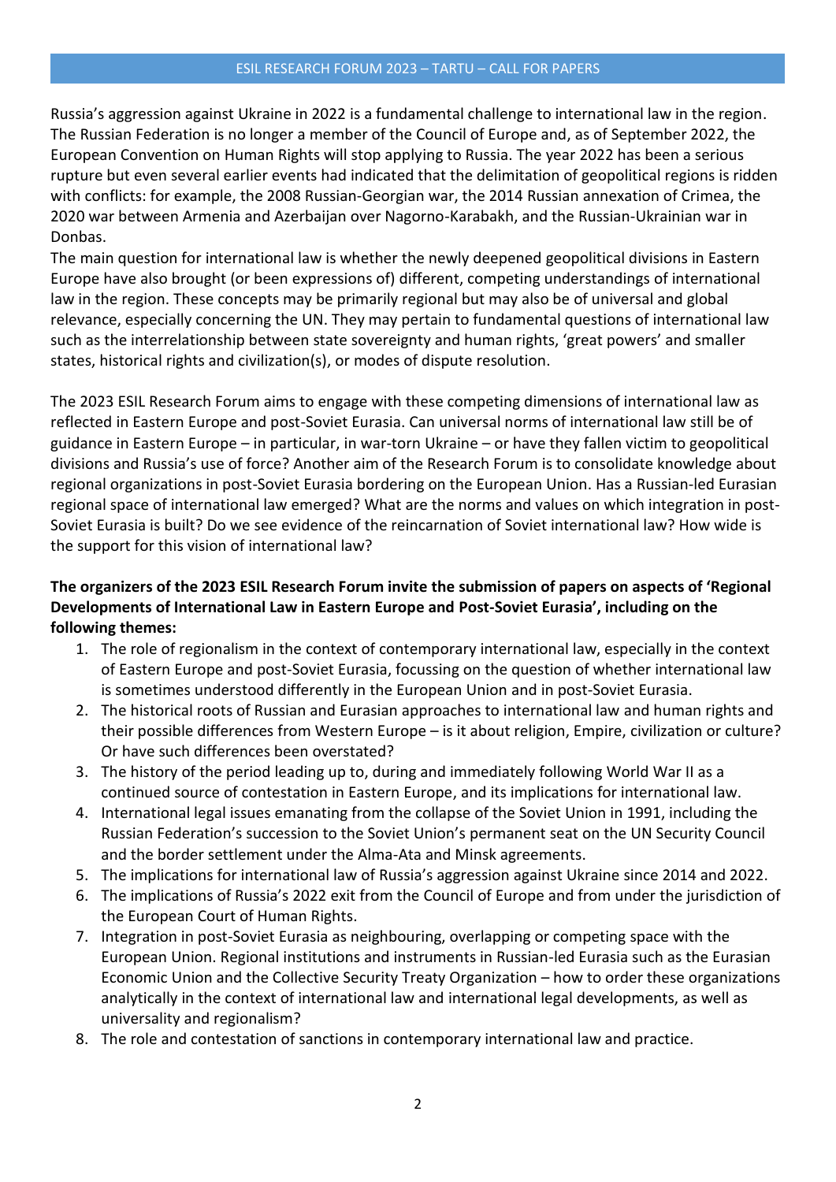Russia's aggression against Ukraine in 2022 is a fundamental challenge to international law in the region. The Russian Federation is no longer a member of the Council of Europe and, as of September 2022, the European Convention on Human Rights will stop applying to Russia. The year 2022 has been a serious rupture but even several earlier events had indicated that the delimitation of geopolitical regions is ridden with conflicts: for example, the 2008 Russian-Georgian war, the 2014 Russian annexation of Crimea, the 2020 war between Armenia and Azerbaijan over Nagorno-Karabakh, and the Russian-Ukrainian war in Donbas.

The main question for international law is whether the newly deepened geopolitical divisions in Eastern Europe have also brought (or been expressions of) different, competing understandings of international law in the region. These concepts may be primarily regional but may also be of universal and global relevance, especially concerning the UN. They may pertain to fundamental questions of international law such as the interrelationship between state sovereignty and human rights, 'great powers' and smaller states, historical rights and civilization(s), or modes of dispute resolution.

The 2023 ESIL Research Forum aims to engage with these competing dimensions of international law as reflected in Eastern Europe and post-Soviet Eurasia. Can universal norms of international law still be of guidance in Eastern Europe – in particular, in war-torn Ukraine – or have they fallen victim to geopolitical divisions and Russia's use of force? Another aim of the Research Forum is to consolidate knowledge about regional organizations in post-Soviet Eurasia bordering on the European Union. Has a Russian-led Eurasian regional space of international law emerged? What are the norms and values on which integration in post-Soviet Eurasia is built? Do we see evidence of the reincarnation of Soviet international law? How wide is the support for this vision of international law?

**The organizers of the 2023 ESIL Research Forum invite the submission of papers on aspects of 'Regional Developments of International Law in Eastern Europe and Post-Soviet Eurasia', including on the following themes:**

1. The role of regionalism in the context of contemporary international law, especially in the context of Eastern Europe and post-Soviet Eurasia, focussing on the question of whether international law is sometimes understood differently in the European Union and in post-Soviet Eurasia.
2. The historical roots of Russian and Eurasian approaches to international law and human rights and their possible differences from Western Europe – is it about religion, Empire, civilization or culture? Or have such differences been overstated?
3. The history of the period leading up to, during and immediately following World War II as a continued source of contestation in Eastern Europe, and its implications for international law.
4. International legal issues emanating from the collapse of the Soviet Union in 1991, including the Russian Federation's succession to the Soviet Union's permanent seat on the UN Security Council and the border settlement under the Alma-Ata and Minsk agreements.
5. The implications for international law of Russia's aggression against Ukraine since 2014 and 2022.
6. The implications of Russia's 2022 exit from the Council of Europe and from under the jurisdiction of the European Court of Human Rights.
7. Integration in post-Soviet Eurasia as neighbouring, overlapping or competing space with the European Union. Regional institutions and instruments in Russian-led Eurasia such as the Eurasian Economic Union and the Collective Security Treaty Organization – how to order these organizations analytically in the context of international law and international legal developments, as well as universality and regionalism?
8. The role and contestation of sanctions in contemporary international law and practice.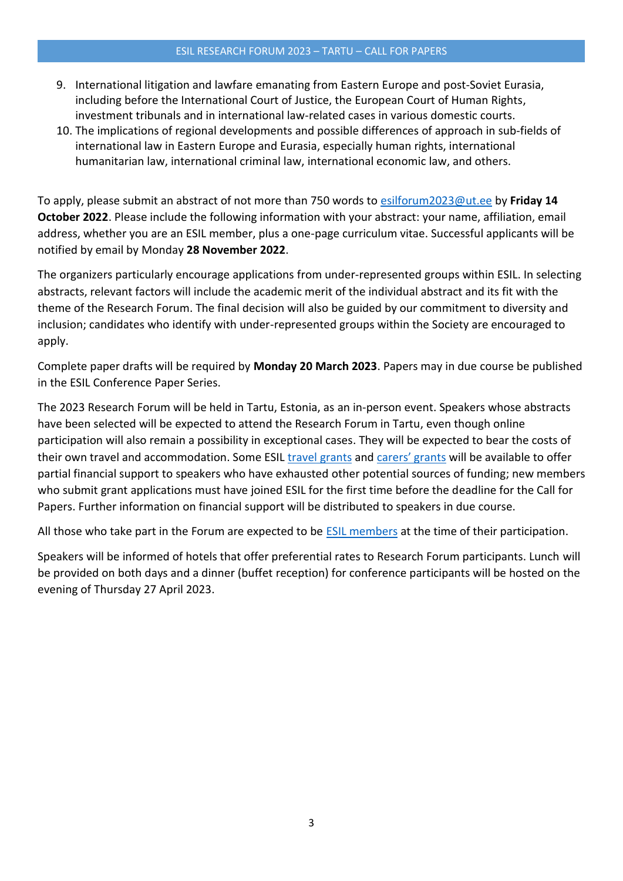9. International litigation and lawfare emanating from Eastern Europe and post-Soviet Eurasia, including before the International Court of Justice, the European Court of Human Rights, investment tribunals and in international law-related cases in various domestic courts.
10. The implications of regional developments and possible differences of approach in sub-fields of international law in Eastern Europe and Eurasia, especially human rights, international humanitarian law, international criminal law, international economic law, and others.

To apply, please submit an abstract of not more than 750 words to esilforum2023@ut.ee by **Friday 14 October 2022**. Please include the following information with your abstract: your name, affiliation, email address, whether you are an ESIL member, plus a one-page curriculum vitae. Successful applicants will be notified by email by Monday **28 November 2022**.

The organizers particularly encourage applications from under-represented groups within ESIL. In selecting abstracts, relevant factors will include the academic merit of the individual abstract and its fit with the theme of the Research Forum. The final decision will also be guided by our commitment to diversity and inclusion; candidates who identify with under-represented groups within the Society are encouraged to apply.

Complete paper drafts will be required by **Monday 20 March 2023**. Papers may in due course be published in the ESIL Conference Paper Series.

The 2023 Research Forum will be held in Tartu, Estonia, as an in-person event. Speakers whose abstracts have been selected will be expected to attend the Research Forum in Tartu, even though online participation will also remain a possibility in exceptional cases. They will be expected to bear the costs of their own travel and accommodation. Some ESIL travel grants and carers' grants will be available to offer partial financial support to speakers who have exhausted other potential sources of funding; new members who submit grant applications must have joined ESIL for the first time before the deadline for the Call for Papers. Further information on financial support will be distributed to speakers in due course.

All those who take part in the Forum are expected to be ESIL members at the time of their participation.

Speakers will be informed of hotels that offer preferential rates to Research Forum participants. Lunch will be provided on both days and a dinner (buffet reception) for conference participants will be hosted on the evening of Thursday 27 April 2023.